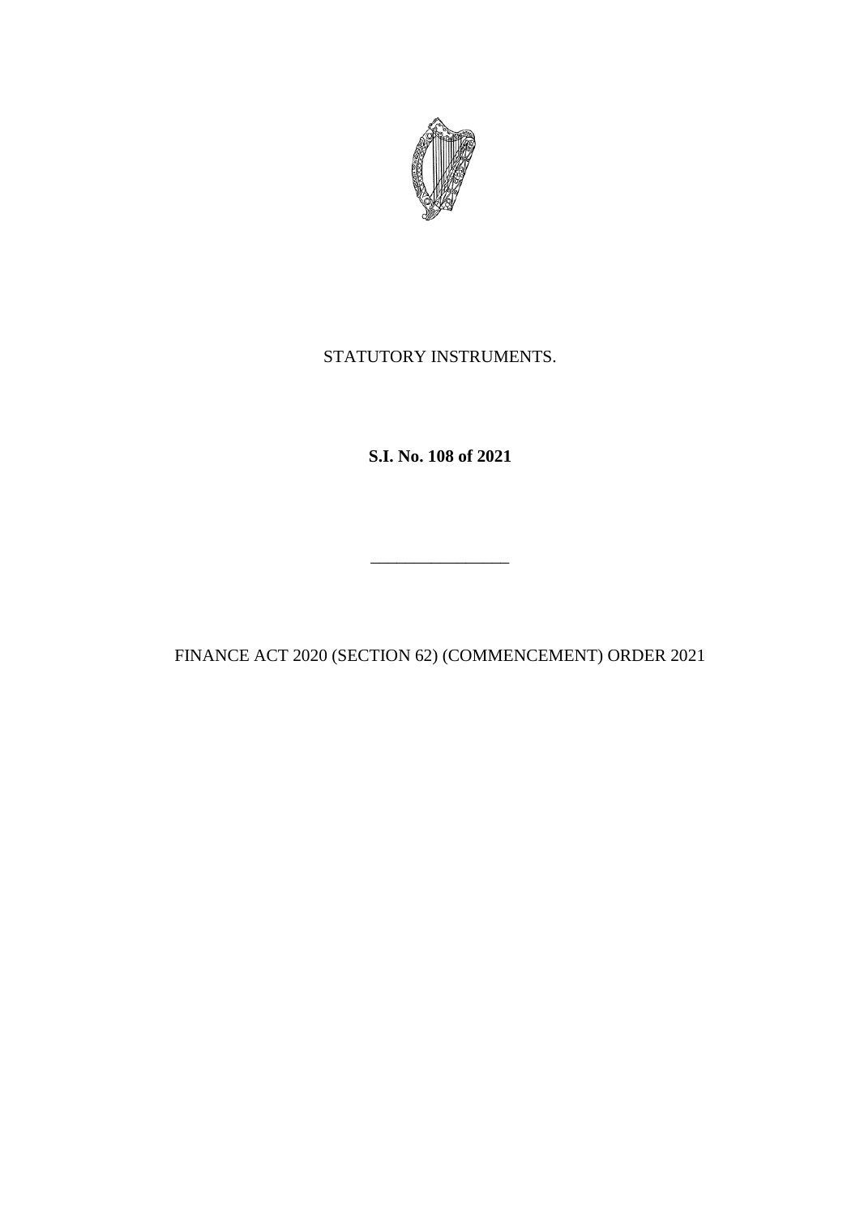STATUTORY INSTRUMENTS.

**S.I. No. 108 of 2021**

________________

FINANCE ACT 2020 (SECTION 62) (COMMENCEMENT) ORDER 2021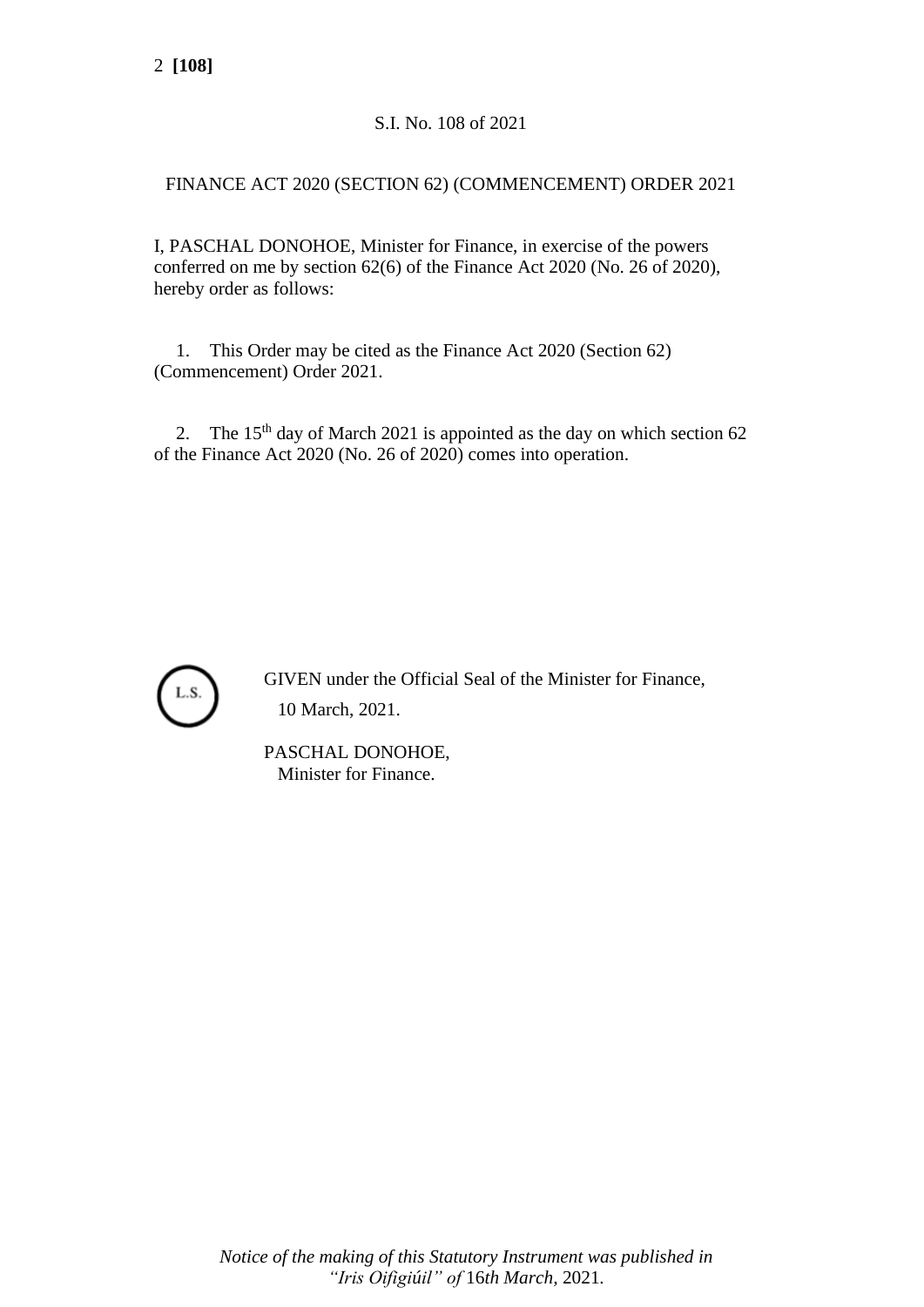S.I. No. 108 of 2021

FINANCE ACT 2020 (SECTION 62) (COMMENCEMENT) ORDER 2021

I, PASCHAL DONOHOE, Minister for Finance, in exercise of the powers conferred on me by section 62(6) of the Finance Act 2020 (No. 26 of 2020), hereby order as follows:

1. This Order may be cited as the Finance Act 2020 (Section 62) (Commencement) Order 2021.

2. The 15th day of March 2021 is appointed as the day on which section 62 of the Finance Act 2020 (No. 26 of 2020) comes into operation.

L.S.

GIVEN under the Official Seal of the Minister for Finance,
10 March, 2021.

PASCHAL DONOHOE,
Minister for Finance.

*Notice of the making of this Statutory Instrument was published in "Iris Oifigiúil" of* 16*th March,* 2021.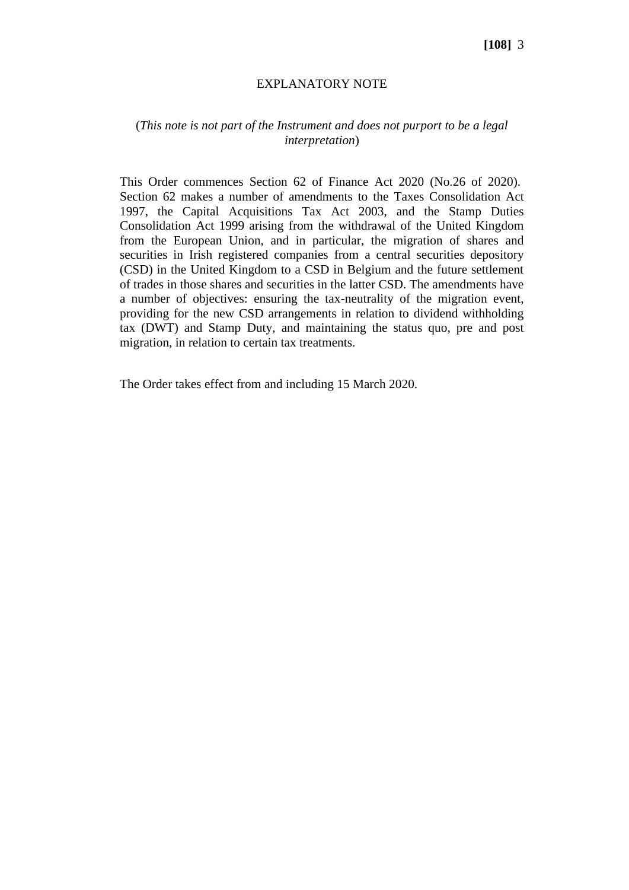## EXPLANATORY NOTE

(*This note is not part of the Instrument and does not purport to be a legal interpretation*)

This Order commences Section 62 of Finance Act 2020 (No.26 of 2020). Section 62 makes a number of amendments to the Taxes Consolidation Act 1997, the Capital Acquisitions Tax Act 2003, and the Stamp Duties Consolidation Act 1999 arising from the withdrawal of the United Kingdom from the European Union, and in particular, the migration of shares and securities in Irish registered companies from a central securities depository (CSD) in the United Kingdom to a CSD in Belgium and the future settlement of trades in those shares and securities in the latter CSD. The amendments have a number of objectives: ensuring the tax-neutrality of the migration event, providing for the new CSD arrangements in relation to dividend withholding tax (DWT) and Stamp Duty, and maintaining the status quo, pre and post migration, in relation to certain tax treatments.

The Order takes effect from and including 15 March 2020.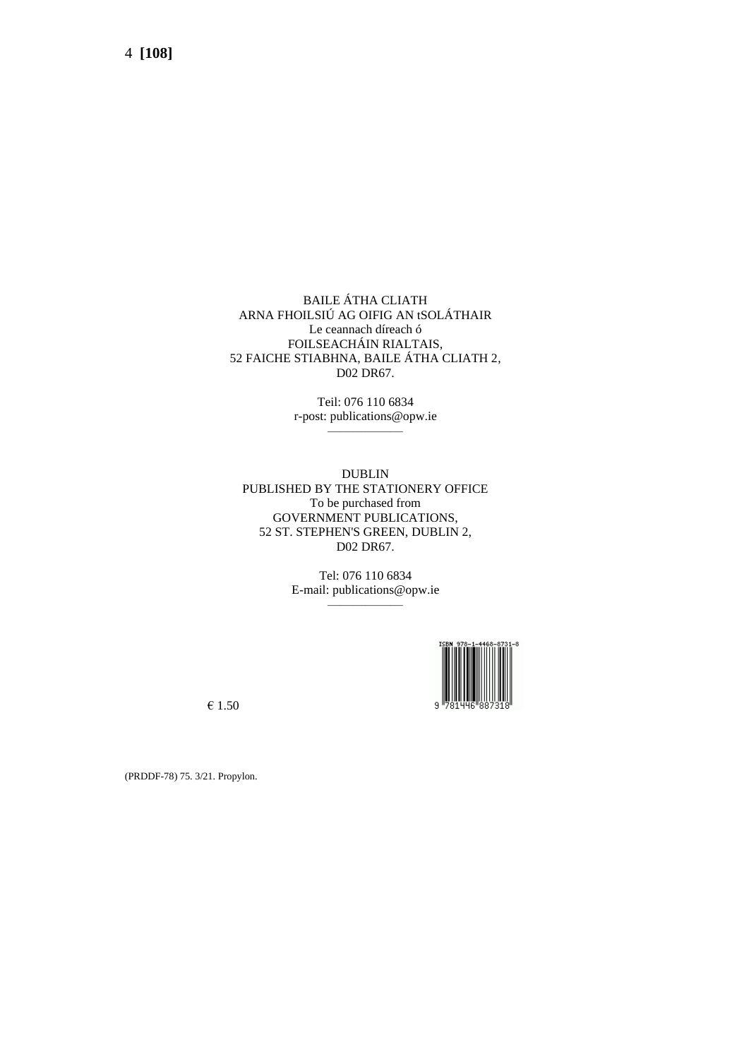BAILE ÁTHA CLIATH
ARNA FHOILSIÚ AG OIFIG AN tSOLÁTHAIR
Le ceannach díreach ó
FOILSEACHÁIN RIALTAIS,
52 FAICHE STIABHNA, BAILE ÁTHA CLIATH 2,
D02 DR67.

Teil: 076 110 6834
r-post: publications@opw.ie

---

DUBLIN
PUBLISHED BY THE STATIONERY OFFICE
To be purchased from
GOVERNMENT PUBLICATIONS,
52 ST. STEPHEN'S GREEN, DUBLIN 2,
D02 DR67.

Tel: 076 110 6834
E-mail: publications@opw.ie

---

ISBN 978-1-4468-8731-8

€ 1.50

(PRDDF-78) 75. 3/21. Propylon.